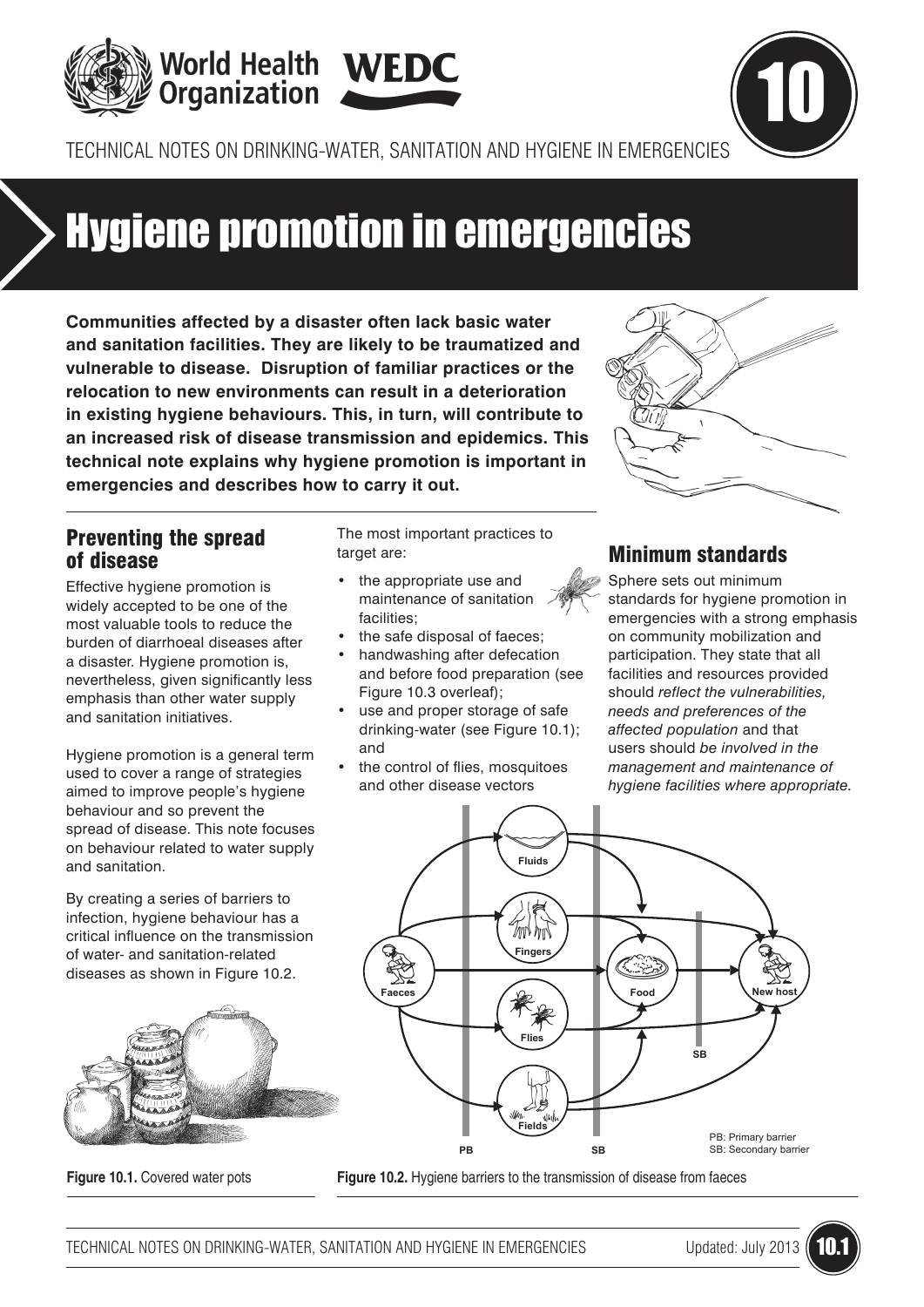# Hygiene promotion in emergencies

**Communities affected by a disaster often lack basic water and sanitation facilities. They are likely to be traumatized and vulnerable to disease. Disruption of familiar practices or the relocation to new environments can result in a deterioration in existing hygiene behaviours. This, in turn, will contribute to an increased risk of disease transmission and epidemics. This technical note explains why hygiene promotion is important in emergencies and describes how to carry it out.**

## Preventing the spread of disease

Effective hygiene promotion is widely accepted to be one of the most valuable tools to reduce the burden of diarrhoeal diseases after a disaster. Hygiene promotion is, nevertheless, given significantly less emphasis than other water supply and sanitation initiatives.

Hygiene promotion is a general term used to cover a range of strategies aimed to improve people's hygiene behaviour and so prevent the spread of disease. This note focuses on behaviour related to water supply and sanitation.

By creating a series of barriers to infection, hygiene behaviour has a critical influence on the transmission of water- and sanitation-related diseases as shown in Figure 10.2.

Figure 10.1. Covered water pots

The most important practices to target are:

- the appropriate use and maintenance of sanitation facilities;
- the safe disposal of faeces;
- handwashing after defecation and before food preparation (see Figure 10.3 overleaf);
- use and proper storage of safe drinking-water (see Figure 10.1); and
- the control of flies, mosquitoes and other disease vectors

## Minimum standards

Sphere sets out minimum standards for hygiene promotion in emergencies with a strong emphasis on community mobilization and participation. They state that all facilities and resources provided should *reflect the vulnerabilities, needs and preferences of the affected population* and that users should *be involved in the management and maintenance of hygiene facilities where appropriate.*

PB: Primary barrier
SB: Secondary barrier

Figure 10.2. Hygiene barriers to the transmission of disease from faeces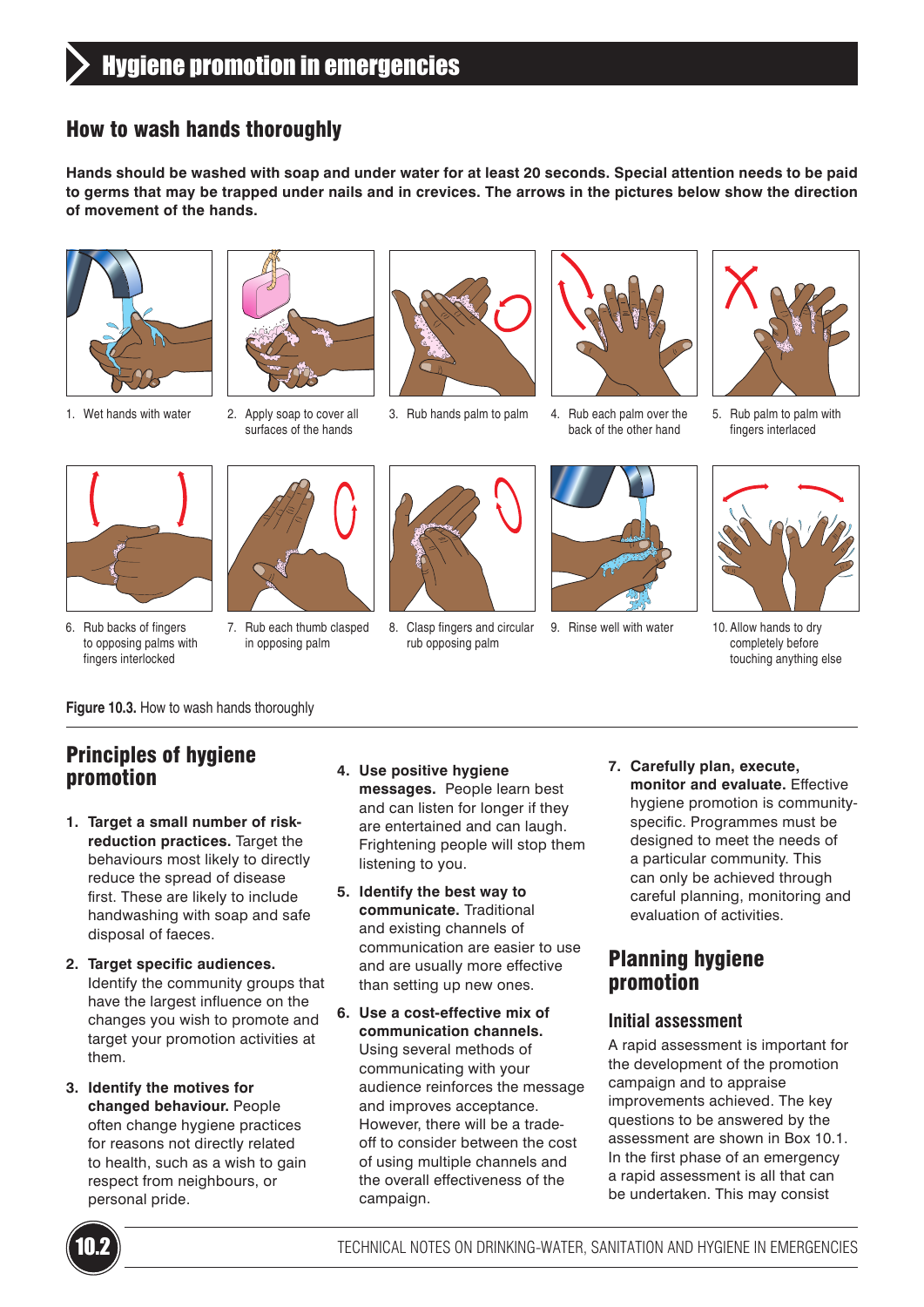# Hygiene promotion in emergencies

## How to wash hands thoroughly

**Hands should be washed with soap and under water for at least 20 seconds. Special attention needs to be paid to germs that may be trapped under nails and in crevices. The arrows in the pictures below show the direction of movement of the hands.**

1. Wet hands with water
2. Apply soap to cover all surfaces of the hands
3. Rub hands palm to palm
4. Rub each palm over the back of the other hand
5. Rub palm to palm with fingers interlaced
6. Rub backs of fingers to opposing palms with fingers interlocked
7. Rub each thumb clasped in opposing palm
8. Clasp fingers and circular rub opposing palm
9. Rinse well with water
10. Allow hands to dry completely before touching anything else

**Figure 10.3.** How to wash hands thoroughly

## Principles of hygiene promotion

1. **Target a small number of risk-reduction practices.** Target the behaviours most likely to directly reduce the spread of disease first. These are likely to include handwashing with soap and safe disposal of faeces.
2. **Target specific audiences.** Identify the community groups that have the largest influence on the changes you wish to promote and target your promotion activities at them.
3. **Identify the motives for changed behaviour.** People often change hygiene practices for reasons not directly related to health, such as a wish to gain respect from neighbours, or personal pride.
4. **Use positive hygiene messages.** People learn best and can listen for longer if they are entertained and can laugh. Frightening people will stop them listening to you.
5. **Identify the best way to communicate.** Traditional and existing channels of communication are easier to use and are usually more effective than setting up new ones.
6. **Use a cost-effective mix of communication channels.** Using several methods of communicating with your audience reinforces the message and improves acceptance. However, there will be a trade-off to consider between the cost of using multiple channels and the overall effectiveness of the campaign.
7. **Carefully plan, execute, monitor and evaluate.** Effective hygiene promotion is community-specific. Programmes must be designed to meet the needs of a particular community. This can only be achieved through careful planning, monitoring and evaluation of activities.

## Planning hygiene promotion

### Initial assessment

A rapid assessment is important for the development of the promotion campaign and to appraise improvements achieved. The key questions to be answered by the assessment are shown in Box 10.1. In the first phase of an emergency a rapid assessment is all that can be undertaken. This may consist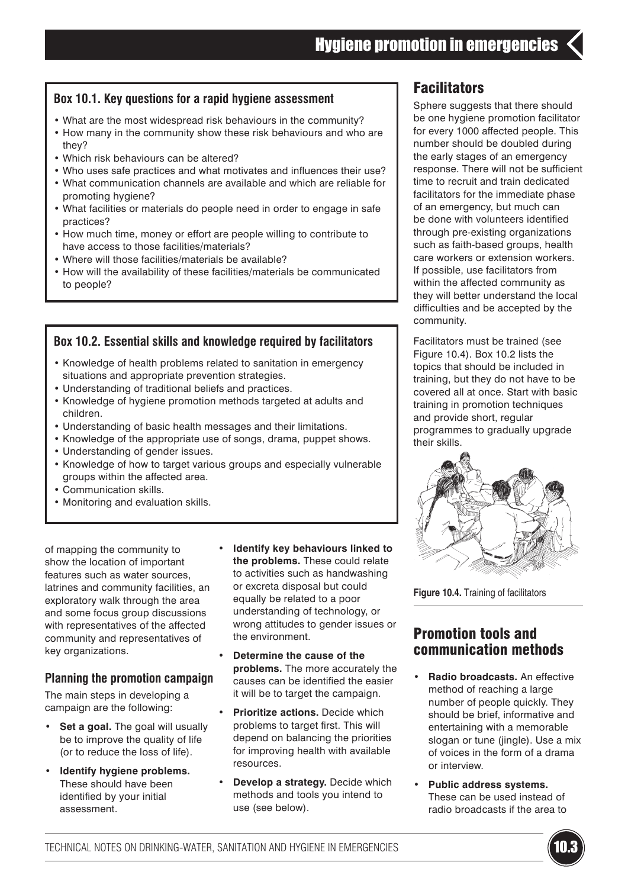### Box 10.1. Key questions for a rapid hygiene assessment

- What are the most widespread risk behaviours in the community?
- How many in the community show these risk behaviours and who are they?
- Which risk behaviours can be altered?
- Who uses safe practices and what motivates and influences their use?
- What communication channels are available and which are reliable for promoting hygiene?
- What facilities or materials do people need in order to engage in safe practices?
- How much time, money or effort are people willing to contribute to have access to those facilities/materials?
- Where will those facilities/materials be available?
- How will the availability of these facilities/materials be communicated to people?

### Box 10.2. Essential skills and knowledge required by facilitators

- Knowledge of health problems related to sanitation in emergency situations and appropriate prevention strategies.
- Understanding of traditional beliefs and practices.
- Knowledge of hygiene promotion methods targeted at adults and children.
- Understanding of basic health messages and their limitations.
- Knowledge of the appropriate use of songs, drama, puppet shows.
- Understanding of gender issues.
- Knowledge of how to target various groups and especially vulnerable groups within the affected area.
- Communication skills.
- Monitoring and evaluation skills.

of mapping the community to show the location of important features such as water sources, latrines and community facilities, an exploratory walk through the area and some focus group discussions with representatives of the affected community and representatives of key organizations.

### Planning the promotion campaign

The main steps in developing a campaign are the following:

- **Set a goal.** The goal will usually be to improve the quality of life (or to reduce the loss of life).
- **Identify hygiene problems.** These should have been identified by your initial assessment.
- **Identify key behaviours linked to the problems.** These could relate to activities such as handwashing or excreta disposal but could equally be related to a poor understanding of technology, or wrong attitudes to gender issues or the environment.
- **Determine the cause of the problems.** The more accurately the causes can be identified the easier it will be to target the campaign.
- **Prioritize actions.** Decide which problems to target first. This will depend on balancing the priorities for improving health with available resources.
- **Develop a strategy.** Decide which methods and tools you intend to use (see below).

## Facilitators

Sphere suggests that there should be one hygiene promotion facilitator for every 1000 affected people. This number should be doubled during the early stages of an emergency response. There will not be sufficient time to recruit and train dedicated facilitators for the immediate phase of an emergency, but much can be done with volunteers identified through pre-existing organizations such as faith-based groups, health care workers or extension workers. If possible, use facilitators from within the affected community as they will better understand the local difficulties and be accepted by the community.

Facilitators must be trained (see Figure 10.4). Box 10.2 lists the topics that should be included in training, but they do not have to be covered all at once. Start with basic training in promotion techniques and provide short, regular programmes to gradually upgrade their skills.

**Figure 10.4.** Training of facilitators

## Promotion tools and communication methods

- **Radio broadcasts.** An effective method of reaching a large number of people quickly. They should be brief, informative and entertaining with a memorable slogan or tune (jingle). Use a mix of voices in the form of a drama or interview.
- **Public address systems.** These can be used instead of radio broadcasts if the area to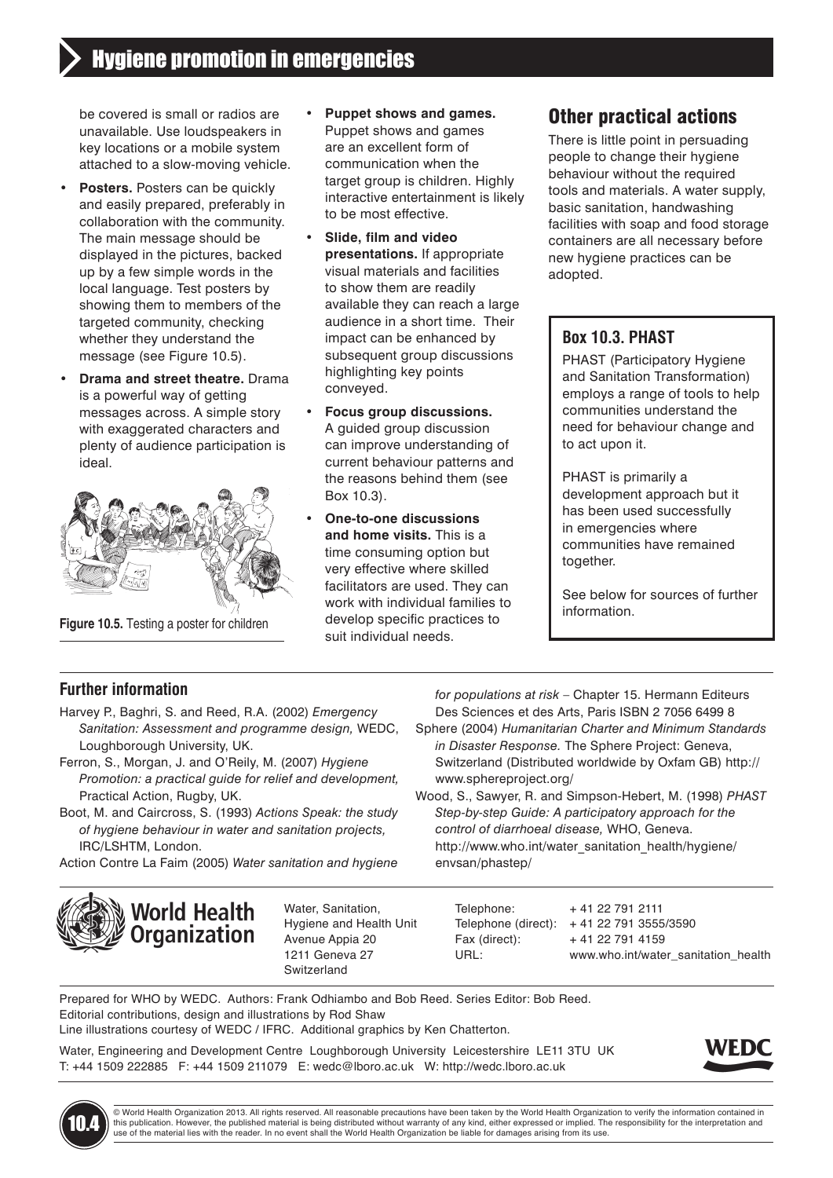be covered is small or radios are unavailable. Use loudspeakers in key locations or a mobile system attached to a slow-moving vehicle.

- **Posters.** Posters can be quickly and easily prepared, preferably in collaboration with the community. The main message should be displayed in the pictures, backed up by a few simple words in the local language. Test posters by showing them to members of the targeted community, checking whether they understand the message (see Figure 10.5).
- **Drama and street theatre.** Drama is a powerful way of getting messages across. A simple story with exaggerated characters and plenty of audience participation is ideal.

**Figure 10.5.** Testing a poster for children

- **Puppet shows and games.** Puppet shows and games are an excellent form of communication when the target group is children. Highly interactive entertainment is likely to be most effective.
- **Slide, film and video presentations.** If appropriate visual materials and facilities to show them are readily available they can reach a large audience in a short time. Their impact can be enhanced by subsequent group discussions highlighting key points conveyed.
- **Focus group discussions.** A guided group discussion can improve understanding of current behaviour patterns and the reasons behind them (see Box 10.3).
- **One-to-one discussions and home visits.** This is a time consuming option but very effective where skilled facilitators are used. They can work with individual families to develop specific practices to suit individual needs.

## Other practical actions

There is little point in persuading people to change their hygiene behaviour without the required tools and materials. A water supply, basic sanitation, handwashing facilities with soap and food storage containers are all necessary before new hygiene practices can be adopted.

### Box 10.3. PHAST

PHAST (Participatory Hygiene and Sanitation Transformation) employs a range of tools to help communities understand the need for behaviour change and to act upon it.

PHAST is primarily a development approach but it has been used successfully in emergencies where communities have remained together.

See below for sources of further information.

### Further information

Harvey P., Baghri, S. and Reed, R.A. (2002) *Emergency Sanitation: Assessment and programme design,* WEDC, Loughborough University, UK.

Ferron, S., Morgan, J. and O'Reily, M. (2007) *Hygiene Promotion: a practical guide for relief and development,* Practical Action, Rugby, UK.

Boot, M. and Caircross, S. (1993) *Actions Speak: the study of hygiene behaviour in water and sanitation projects,* IRC/LSHTM, London.

Action Contre La Faim (2005) *Water sanitation and hygiene for populations at risk* – Chapter 15. Hermann Editeurs Des Sciences et des Arts, Paris ISBN 2 7056 6499 8

Sphere (2004) *Humanitarian Charter and Minimum Standards in Disaster Response.* The Sphere Project: Geneva, Switzerland (Distributed worldwide by Oxfam GB) http://www.sphereproject.org/

Wood, S., Sawyer, R. and Simpson-Hebert, M. (1998) *PHAST Step-by-step Guide: A participatory approach for the control of diarrhoeal disease,* WHO, Geneva. http://www.who.int/water_sanitation_health/hygiene/envsan/phastep/

World Health Organization

Water, Sanitation, Hygiene and Health Unit
Avenue Appia 20
1211 Geneva 27
Switzerland

Telephone: + 41 22 791 2111
Telephone (direct): + 41 22 791 3555/3590
Fax (direct): + 41 22 791 4159
URL: www.who.int/water_sanitation_health

Prepared for WHO by WEDC. Authors: Frank Odhiambo and Bob Reed. Series Editor: Bob Reed.
Editorial contributions, design and illustrations by Rod Shaw
Line illustrations courtesy of WEDC / IFRC. Additional graphics by Ken Chatterton.

Water, Engineering and Development Centre Loughborough University Leicestershire LE11 3TU UK
T: +44 1509 222885 F: +44 1509 211079 E: wedc@lboro.ac.uk W: http://wedc.lboro.ac.uk

© World Health Organization 2013. All rights reserved. All reasonable precautions have been taken by the World Health Organization to verify the information contained in this publication. However, the published material is being distributed without warranty of any kind, either expressed or implied. The responsibility for the interpretation and use of the material lies with the reader. In no event shall the World Health Organization be liable for damages arising from its use.